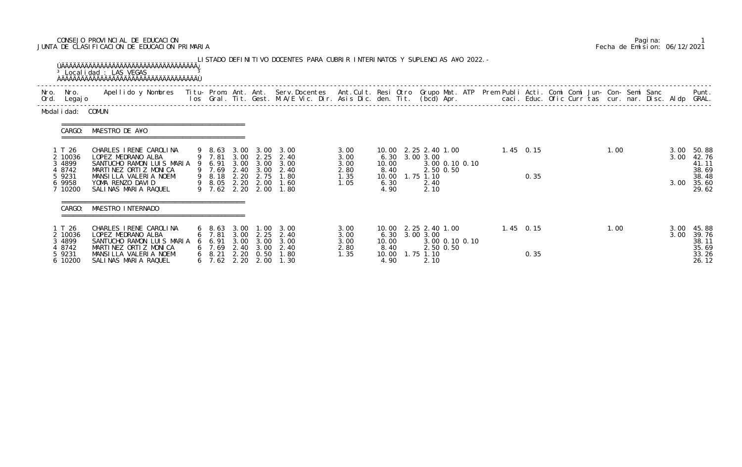CONSEJO PROVINCIAL DE EDUCACION
JUNTA DE CLASIFICACION DE EDUCACION PRIMARIA

Fecha de Emision: 06/12/2021

LISTADO DEFINITIVO DOCENTES PARA CUBRIR INTERINATOS Y SUPLENCIAS A¥O 2022.-

Localidad : LAS VEGAS

Modalidad: COMUN

## CARGO: MAESTRO DE A¥O

| Nro. Ord. | Nro. Legajo | Apellido y Nombres | Titulos | Prom. Gral. | Ant. Tit. | Ant. Gest. | Serv.Docentes M.A/E Vic. Dir. | Ant.Cult. Asis Dic. | Resi den. | Otro Tit. | Grupo (bcd) | Mat. | ATP Apr. | Prem | Publi caci. | Acti. Educ. | Comi Ofic | Comi Curr | Jun- tas | Con- cur. | Semi nar. | Sanc Disc. | Aldp | Punt. GRAL. |
|---|---|---|---|---|---|---|---|---|---|---|---|---|---|---|---|---|---|---|---|---|---|---|---|---|
| 1 | T 26 | CHARLES IRENE CAROLINA | 9 | 8.63 | 3.00 | 3.00 | 3.00 | 3.00 | 10.00 | 2.25 | 2.40 | 1.00 | | | 1.45 | 0.15 | | | | 1.00 | | | 3.00 | 50.88 |
| 2 | 10036 | LOPEZ MEDRANO ALBA | 9 | 7.81 | 3.00 | 2.25 | 2.40 | 3.00 | 6.30 | 3.00 | 3.00 | | | | | | | | | | | | 3.00 | 42.76 |
| 3 | 4899 | SANTUCHO RAMON LUIS MARIA | 9 | 6.91 | 3.00 | 3.00 | 3.00 | 3.00 | 10.00 | | | 3.00 | 0.10 | 0.10 | | | | | | | | | | 41.11 |
| 4 | 8742 | MARTINEZ ORTIZ MONICA | 9 | 7.69 | 2.40 | 3.00 | 2.40 | 2.80 | 8.40 | | | 2.50 | 0.50 | | | | | | | | | | | 38.69 |
| 5 | 9231 | MANSILLA VALERIA NOEMI | 9 | 8.18 | 2.20 | 2.75 | 1.80 | 1.35 | 10.00 | 1.75 | 1.10 | | | | | 0.35 | | | | | | | | 38.48 |
| 6 | 9958 | YOMA RENZO DAVID | 9 | 8.05 | 2.20 | 2.00 | 1.60 | 1.05 | 6.30 | | 2.40 | | | | | | | | | | | | 3.00 | 35.60 |
| 7 | 10200 | SALINAS MARIA RAQUEL | 9 | 7.62 | 2.20 | 2.00 | 1.80 | | 4.90 | | 2.10 | | | | | | | | | | | | | 29.62 |

## CARGO: MAESTRO INTERNADO

| Nro. Ord. | Nro. Legajo | Apellido y Nombres | Titulos | Prom. Gral. | Ant. Tit. | Ant. Gest. | Serv.Docentes M.A/E Vic. Dir. | Ant.Cult. Asis Dic. | Resi den. | Otro Tit. | Grupo (bcd) | Mat. | ATP Apr. | Prem | Publi caci. | Acti. Educ. | Comi Ofic | Comi Curr | Jun- tas | Con- cur. | Semi nar. | Sanc Disc. | Aldp | Punt. GRAL. |
|---|---|---|---|---|---|---|---|---|---|---|---|---|---|---|---|---|---|---|---|---|---|---|---|---|
| 1 | T 26 | CHARLES IRENE CAROLINA | 6 | 8.63 | 3.00 | 1.00 | 3.00 | 3.00 | 10.00 | 2.25 | 2.40 | 1.00 | | | 1.45 | 0.15 | | | | 1.00 | | | 3.00 | 45.88 |
| 2 | 10036 | LOPEZ MEDRANO ALBA | 6 | 7.81 | 3.00 | 2.25 | 2.40 | 3.00 | 6.30 | 3.00 | 3.00 | | | | | | | | | | | | 3.00 | 39.76 |
| 3 | 4899 | SANTUCHO RAMON LUIS MARIA | 6 | 6.91 | 3.00 | 3.00 | 3.00 | 3.00 | 10.00 | | | 3.00 | 0.10 | 0.10 | | | | | | | | | | 38.11 |
| 4 | 8742 | MARTINEZ ORTIZ MONICA | 6 | 7.69 | 2.40 | 3.00 | 2.40 | 2.80 | 8.40 | | | 2.50 | 0.50 | | | | | | | | | | | 35.69 |
| 5 | 9231 | MANSILLA VALERIA NOEMI | 6 | 8.21 | 2.20 | 0.50 | 1.80 | 1.35 | 10.00 | 1.75 | 1.10 | | | | | 0.35 | | | | | | | | 33.26 |
| 6 | 10200 | SALINAS MARIA RAQUEL | 6 | 7.62 | 2.20 | 2.00 | 1.30 | | 4.90 | | 2.10 | | | | | | | | | | | | | 26.12 |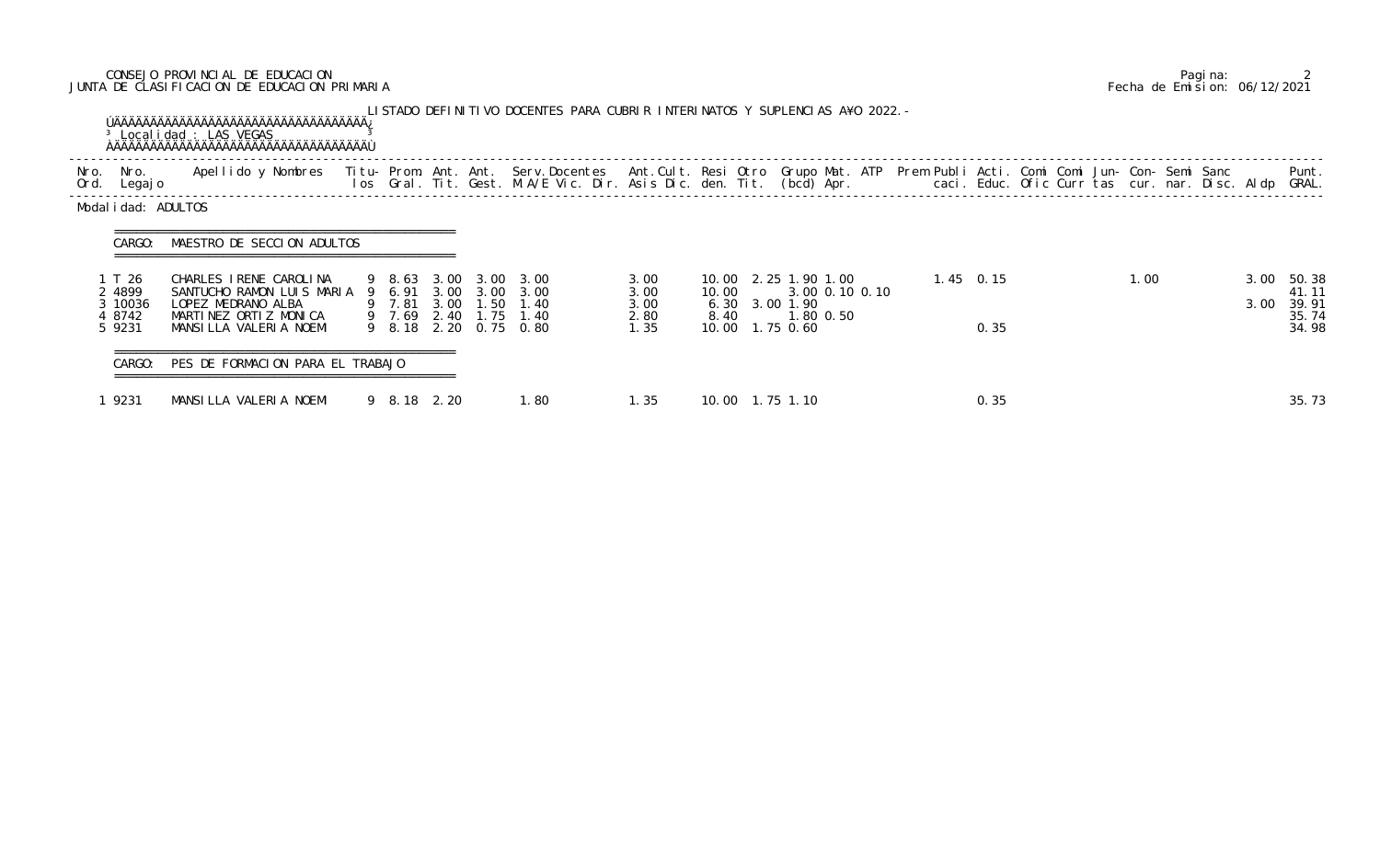CONSEJO PROVINCIAL DE EDUCACION
JUNTA DE CLASIFICACION DE EDUCACION PRIMARIA

Pagina: 2
Fecha de Emision: 06/12/2021

LISTADO DEFINITIVO DOCENTES PARA CUBRIR INTERINATOS Y SUPLENCIAS A¥O 2022.-

Localidad : LAS VEGAS

Modalidad: ADULTOS

CARGO: MAESTRO DE SECCION ADULTOS

| Nro. Ord. | Nro. Legajo | Apellido y Nombres | Titulos | Prom. Gral. | Ant. Tit. | Ant. Gest. | Serv.Docentes M.A/E Vic. Dir. | Ant.Cult. Asis Dic. | Resi den. | Otro Tit. | Grupo (bcd) | Mat. Apr. | ATP | Prem | Publi caci. | Acti. Educ. | Comi Ofic | Comi Curr | Jun- tas | Con- cur. | Semi nar. | Sanc Disc. | Aldp | Punt. GRAL. |
|---|---|---|---|---|---|---|---|---|---|---|---|---|---|---|---|---|---|---|---|---|---|---|---|---|
| 1 | T 26 | CHARLES IRENE CAROLINA | 9 | 8.63 | 3.00 | 3.00 | 3.00 | 3.00 | 10.00 | 2.25 | 1.90 | 1.00 | | | 1.45 | 0.15 | | | | 1.00 | | | 3.00 | 50.38 |
| 2 | 4899 | SANTUCHO RAMON LUIS MARIA | 9 | 6.91 | 3.00 | 3.00 | 3.00 | 3.00 | 10.00 | | 3.00 | 0.10 | 0.10 | | | | | | | | | | | 41.11 |
| 3 | 10036 | LOPEZ MEDRANO ALBA | 9 | 7.81 | 3.00 | 1.50 | 1.40 | 3.00 | 6.30 | 3.00 | 1.90 | | | | | | | | | | | | 3.00 | 39.91 |
| 4 | 8742 | MARTINEZ ORTIZ MONICA | 9 | 7.69 | 2.40 | 1.75 | 1.40 | 2.80 | 8.40 | | 1.80 | 0.50 | | | | | | | | | | | | 35.74 |
| 5 | 9231 | MANSILLA VALERIA NOEMI | 9 | 8.18 | 2.20 | 0.75 | 0.80 | 1.35 | 10.00 | 1.75 | 0.60 | | | | | 0.35 | | | | | | | | 34.98 |

CARGO: PES DE FORMACION PARA EL TRABAJO

| Nro. Ord. | Nro. Legajo | Apellido y Nombres | Titulos | Prom. Gral. | Ant. Tit. | Ant. Gest. | Serv.Docentes M.A/E Vic. Dir. | Ant.Cult. Asis Dic. | Resi den. | Otro Tit. | Grupo (bcd) | Mat. Apr. | ATP | Prem | Publi caci. | Acti. Educ. | Comi Ofic | Comi Curr | Jun- tas | Con- cur. | Semi nar. | Sanc Disc. | Aldp | Punt. GRAL. |
|---|---|---|---|---|---|---|---|---|---|---|---|---|---|---|---|---|---|---|---|---|---|---|---|---|
| 1 | 9231 | MANSILLA VALERIA NOEMI | 9 | 8.18 | 2.20 | | 1.80 | 1.35 | 10.00 | 1.75 | 1.10 | | | | | 0.35 | | | | | | | | 35.73 |